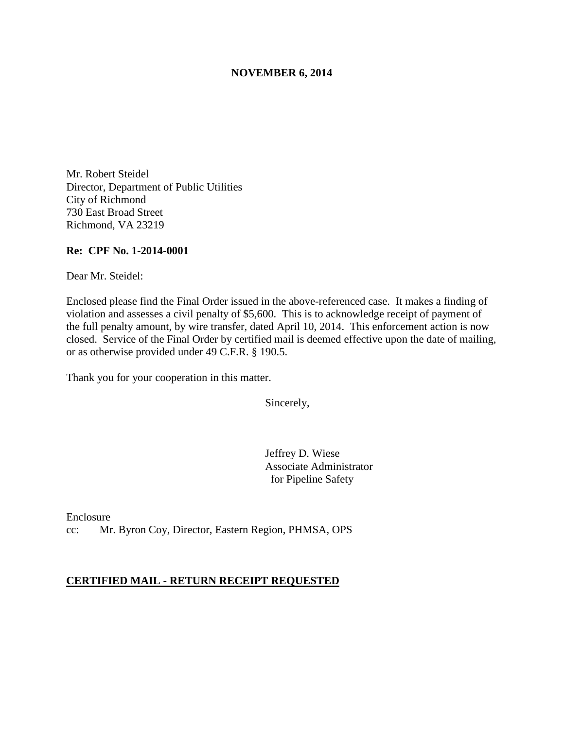**NOVEMBER 6, 2014**

Mr. Robert Steidel
Director, Department of Public Utilities
City of Richmond
730 East Broad Street
Richmond, VA 23219

**Re: CPF No. 1-2014-0001**

Dear Mr. Steidel:

Enclosed please find the Final Order issued in the above-referenced case. It makes a finding of violation and assesses a civil penalty of $5,600. This is to acknowledge receipt of payment of the full penalty amount, by wire transfer, dated April 10, 2014. This enforcement action is now closed. Service of the Final Order by certified mail is deemed effective upon the date of mailing, or as otherwise provided under 49 C.F.R. § 190.5.

Thank you for your cooperation in this matter.

Sincerely,

Jeffrey D. Wiese
Associate Administrator
for Pipeline Safety

Enclosure
cc: Mr. Byron Coy, Director, Eastern Region, PHMSA, OPS

**CERTIFIED MAIL - RETURN RECEIPT REQUESTED**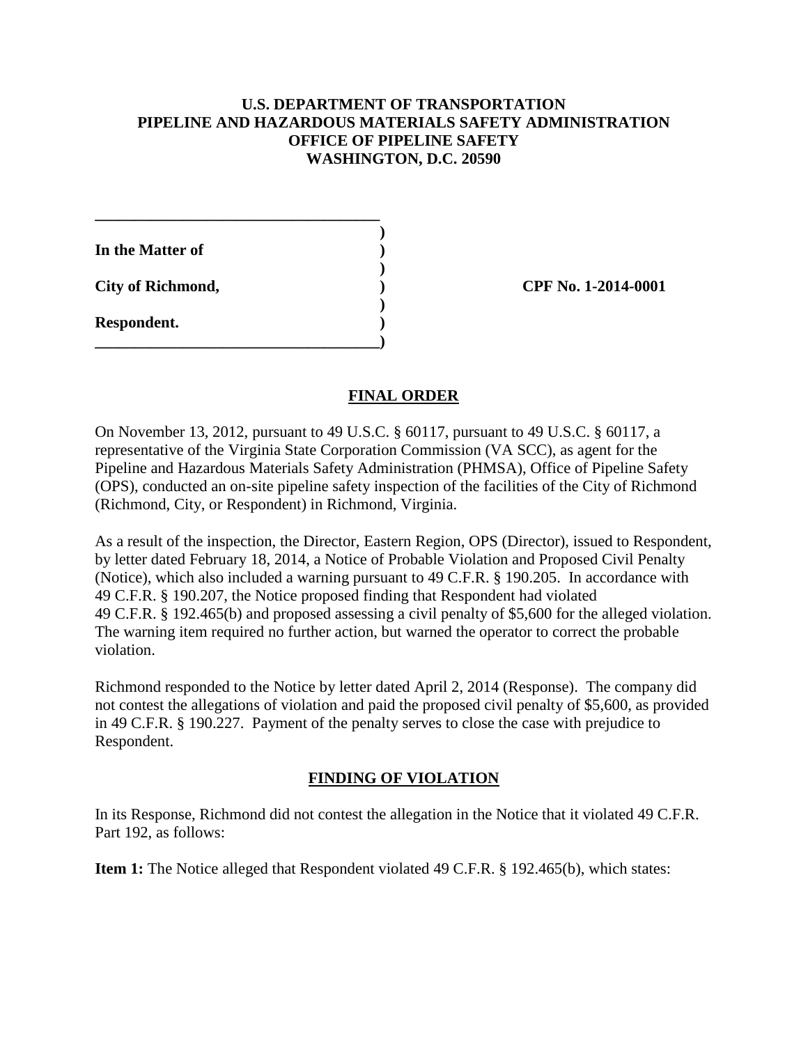**U.S. DEPARTMENT OF TRANSPORTATION**
**PIPELINE AND HAZARDOUS MATERIALS SAFETY ADMINISTRATION**
**OFFICE OF PIPELINE SAFETY**
**WASHINGTON, D.C. 20590**

| | |
|---|---|
| **In the Matter of** | |
| **City of Richmond,** | **CPF No. 1-2014-0001** |
| **Respondent.** | |

## FINAL ORDER

On November 13, 2012, pursuant to 49 U.S.C. § 60117, pursuant to 49 U.S.C. § 60117, a representative of the Virginia State Corporation Commission (VA SCC), as agent for the Pipeline and Hazardous Materials Safety Administration (PHMSA), Office of Pipeline Safety (OPS), conducted an on-site pipeline safety inspection of the facilities of the City of Richmond (Richmond, City, or Respondent) in Richmond, Virginia.

As a result of the inspection, the Director, Eastern Region, OPS (Director), issued to Respondent, by letter dated February 18, 2014, a Notice of Probable Violation and Proposed Civil Penalty (Notice), which also included a warning pursuant to 49 C.F.R. § 190.205. In accordance with 49 C.F.R. § 190.207, the Notice proposed finding that Respondent had violated 49 C.F.R. § 192.465(b) and proposed assessing a civil penalty of $5,600 for the alleged violation. The warning item required no further action, but warned the operator to correct the probable violation.

Richmond responded to the Notice by letter dated April 2, 2014 (Response). The company did not contest the allegations of violation and paid the proposed civil penalty of $5,600, as provided in 49 C.F.R. § 190.227. Payment of the penalty serves to close the case with prejudice to Respondent.

## FINDING OF VIOLATION

In its Response, Richmond did not contest the allegation in the Notice that it violated 49 C.F.R. Part 192, as follows:

**Item 1:** The Notice alleged that Respondent violated 49 C.F.R. § 192.465(b), which states: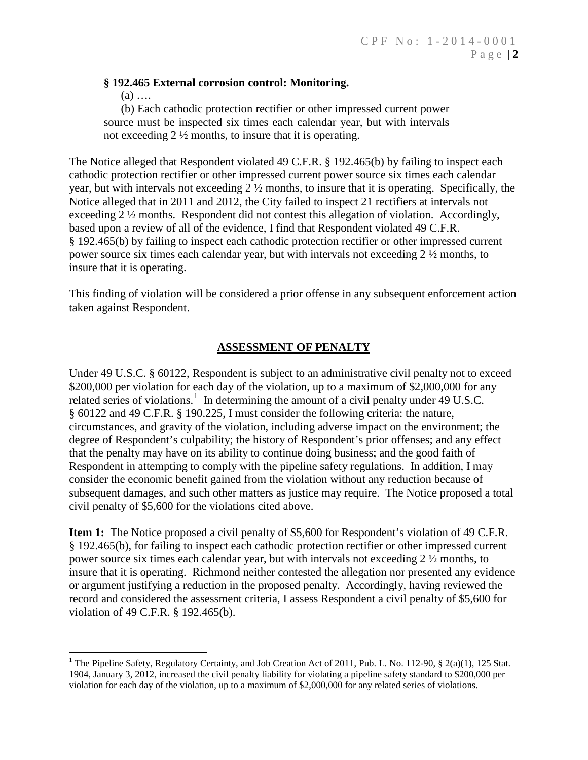**§ 192.465 External corrosion control: Monitoring.**

(a) ….

(b) Each cathodic protection rectifier or other impressed current power source must be inspected six times each calendar year, but with intervals not exceeding 2 ½ months, to insure that it is operating.

The Notice alleged that Respondent violated 49 C.F.R. § 192.465(b) by failing to inspect each cathodic protection rectifier or other impressed current power source six times each calendar year, but with intervals not exceeding 2 ½ months, to insure that it is operating. Specifically, the Notice alleged that in 2011 and 2012, the City failed to inspect 21 rectifiers at intervals not exceeding 2 ½ months. Respondent did not contest this allegation of violation. Accordingly, based upon a review of all of the evidence, I find that Respondent violated 49 C.F.R. § 192.465(b) by failing to inspect each cathodic protection rectifier or other impressed current power source six times each calendar year, but with intervals not exceeding 2 ½ months, to insure that it is operating.

This finding of violation will be considered a prior offense in any subsequent enforcement action taken against Respondent.

## ASSESSMENT OF PENALTY

Under 49 U.S.C. § 60122, Respondent is subject to an administrative civil penalty not to exceed $200,000 per violation for each day of the violation, up to a maximum of $2,000,000 for any related series of violations.[1] In determining the amount of a civil penalty under 49 U.S.C. § 60122 and 49 C.F.R. § 190.225, I must consider the following criteria: the nature, circumstances, and gravity of the violation, including adverse impact on the environment; the degree of Respondent's culpability; the history of Respondent's prior offenses; and any effect that the penalty may have on its ability to continue doing business; and the good faith of Respondent in attempting to comply with the pipeline safety regulations. In addition, I may consider the economic benefit gained from the violation without any reduction because of subsequent damages, and such other matters as justice may require. The Notice proposed a total civil penalty of $5,600 for the violations cited above.

**Item 1:** The Notice proposed a civil penalty of $5,600 for Respondent's violation of 49 C.F.R. § 192.465(b), for failing to inspect each cathodic protection rectifier or other impressed current power source six times each calendar year, but with intervals not exceeding 2 ½ months, to insure that it is operating. Richmond neither contested the allegation nor presented any evidence or argument justifying a reduction in the proposed penalty. Accordingly, having reviewed the record and considered the assessment criteria, I assess Respondent a civil penalty of $5,600 for violation of 49 C.F.R. § 192.465(b).

---

[1] The Pipeline Safety, Regulatory Certainty, and Job Creation Act of 2011, Pub. L. No. 112-90, § 2(a)(1), 125 Stat. 1904, January 3, 2012, increased the civil penalty liability for violating a pipeline safety standard to $200,000 per violation for each day of the violation, up to a maximum of $2,000,000 for any related series of violations.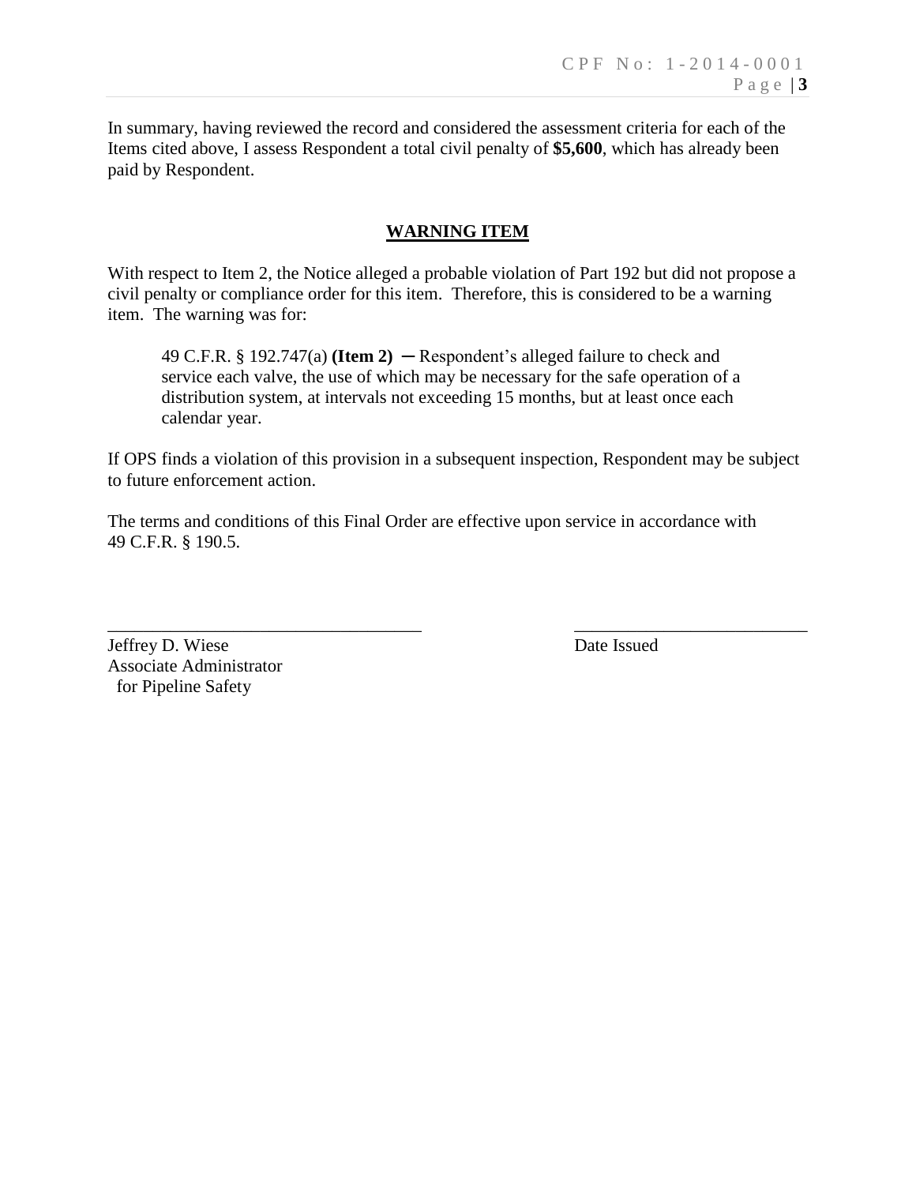In summary, having reviewed the record and considered the assessment criteria for each of the Items cited above, I assess Respondent a total civil penalty of **$5,600**, which has already been paid by Respondent.

## WARNING ITEM

With respect to Item 2, the Notice alleged a probable violation of Part 192 but did not propose a civil penalty or compliance order for this item. Therefore, this is considered to be a warning item. The warning was for:

> 49 C.F.R. § 192.747(a) **(Item 2)** ─ Respondent's alleged failure to check and service each valve, the use of which may be necessary for the safe operation of a distribution system, at intervals not exceeding 15 months, but at least once each calendar year.

If OPS finds a violation of this provision in a subsequent inspection, Respondent may be subject to future enforcement action.

The terms and conditions of this Final Order are effective upon service in accordance with 49 C.F.R. § 190.5.

\_\_\_\_\_\_\_\_\_\_\_\_\_\_\_\_\_\_\_\_\_\_\_\_\_\_\_\_\_\_\_\_\_\_\_
Jeffrey D. Wiese
Associate Administrator
for Pipeline Safety

\_\_\_\_\_\_\_\_\_\_\_\_\_\_\_\_\_\_\_\_\_\_\_\_\_\_
Date Issued